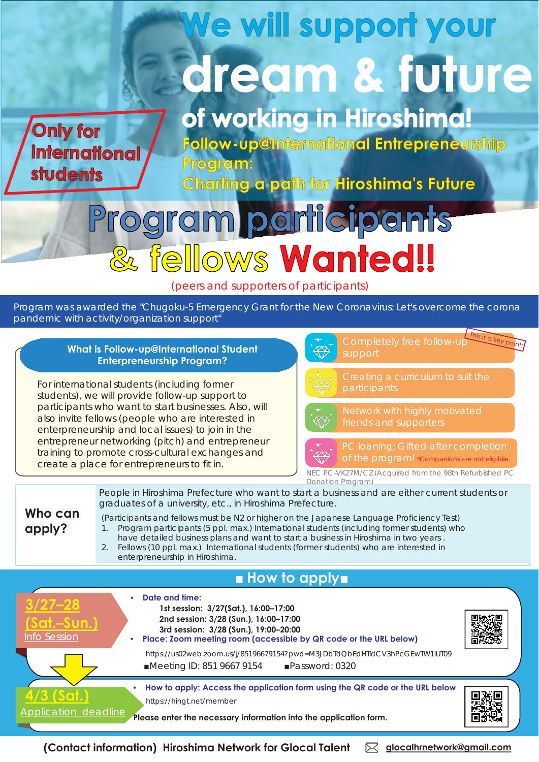# We will support your dream & future of working in Hiroshima!

Only for international students

**Follow-up@International Entrepreneurship Program: Charting a path for Hiroshima's Future**

# Program participants & fellows Wanted!!

(peers and supporters of participants)

Program was awarded the "Chugoku-5 Emergency Grant for the New Coronavirus: Let's overcome the corona pandemic with activity/organization support"

## What is Follow-up@International Student Entrepreneurship Program?

For international students (including former students), we will provide follow-up support to participants who want to start businesses. Also, will also invite fellows (people who are interested in entrepreneurship and local issues) to join in the entrepreneur networking (pitch) and entrepreneur training to promote cross-cultural exchanges and create a place for entrepreneurs to fit in.

- Completely free follow-up support *This is a key point!*
- Creating a curriculum to suit the participants
- Network with highly motivated friends and supporters
- PC loaning; Gifted after completion of the program! *Companions are not eligibile.

NEC PC-VK27M/CZ (Acquired from the 98th Refurbished PC Donation Program)

## Who can apply?

People in Hiroshima Prefecture who want to start a business and are either current students or graduates of a university, etc., in Hiroshima Prefecture.

(Participants and fellows must be N2 or higher on the Japanese Language Proficiency Test)

1. Program participants (5 ppl. max.) International students (including former students) who have detailed business plans and want to start a business in Hiroshima in two years.
2. Fellows (10 ppl. max.) International students (former students) who are interested in entrepreneurship in Hiroshima.

## ■ How to apply■

**3/27–28 (Sat.–Sun.)** Info Session

- **Date and time:**
  - 1st session: 3/27(Sat.), 16:00–17:00
  - 2nd session: 3/28 (Sun.), 16:00–17:00
  - 3rd session: 3/28 (Sun.), 19:00–20:00
- **Place: Zoom meeting room (accessible by QR code or the URL below)**

https://us02web.zoom.us/j/85196679154?pwd=M3JDbTdQbEdHTldCV3hPcGEwTW1lUT09

■Meeting ID: 851 9667 9154 ■Password: 0320

**4/3 (Sat.)** Application deadline

- **How to apply: Access the application form using the QR code or the URL below**

https://hingt.net/member

Please enter the necessary information into the application form.

**(Contact information) Hiroshima Network for Glocal Talent** glocalhrnetwork@gmail.com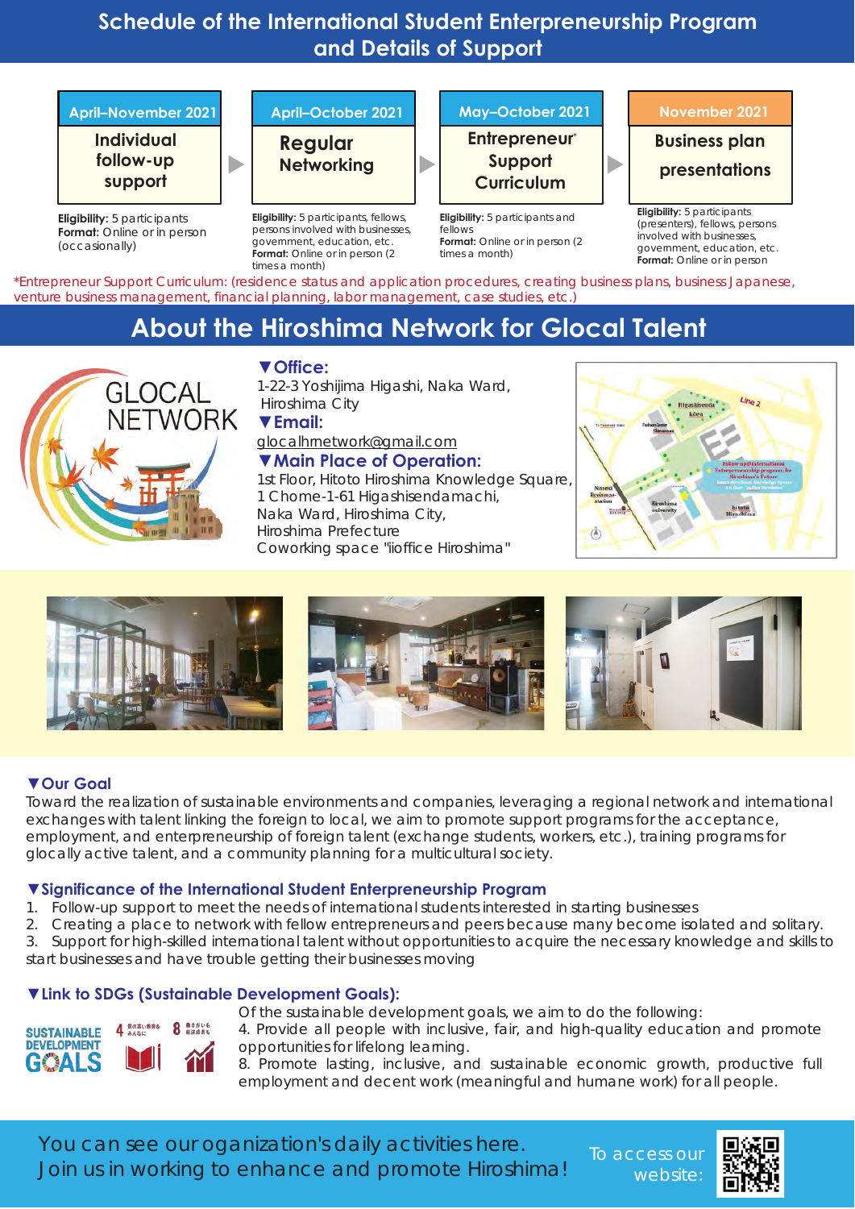# Schedule of the International Student Entrepreneurship Program and Details of Support

**April–November 2021**
**Individual follow-up support**

**Eligibility:** 5 participants
**Format:** Online or in person (occasionally)

**April–October 2021**
**Regular Networking**

**Eligibility:** 5 participants, fellows, persons involved with businesses, government, education, etc.
**Format:** Online or in person (2 times a month)

**May–October 2021**
**Entrepreneur* Support Curriculum**

**Eligibility:** 5 participants and fellows
**Format:** Online or in person (2 times a month)

**November 2021**
**Business plan presentations**

**Eligibility:** 5 participants (presenters), fellows, persons involved with businesses, government, education, etc.
**Format:** Online or in person

*Entrepreneur Support Curriculum: (residence status and application procedures, creating business plans, business Japanese, venture business management, financial planning, labor management, case studies, etc.)

# About the Hiroshima Network for Glocal Talent

GLOCAL NETWORK

### ▼Office:
1-22-3 Yoshijima Higashi, Naka Ward, Hiroshima City

### ▼Email:
glocalhnetwork@gmail.com

### ▼Main Place of Operation:
1st Floor, Hitoto Hiroshima Knowledge Square,
1 Chome-1-61 Higashisendamachi,
Naka Ward, Hiroshima City,
Hiroshima Prefecture
Coworking space "iioffice Hiroshima"

### ▼Our Goal
Toward the realization of sustainable environments and companies, leveraging a regional network and international exchanges with talent linking the foreign to local, we aim to promote support programs for the acceptance, employment, and entrepreneurship of foreign talent (exchange students, workers, etc.), training programs for glocally active talent, and a community planning for a multicultural society.

### ▼Significance of the International Student Entrepreneurship Program
1. Follow-up support to meet the needs of international students interested in starting businesses
2. Creating a place to network with fellow entrepreneurs and peers because many become isolated and solitary.
3. Support for high-skilled international talent without opportunities to acquire the necessary knowledge and skills to start businesses and have trouble getting their businesses moving

### ▼Link to SDGs (Sustainable Development Goals):
Of the sustainable development goals, we aim to do the following:
4. Provide all people with inclusive, fair, and high-quality education and promote opportunities for lifelong learning.
8. Promote lasting, inclusive, and sustainable economic growth, productive full employment and decent work (meaningful and humane work) for all people.

You can see our oganization's daily activities here.
Join us in working to enhance and promote Hiroshima!

To access our website: